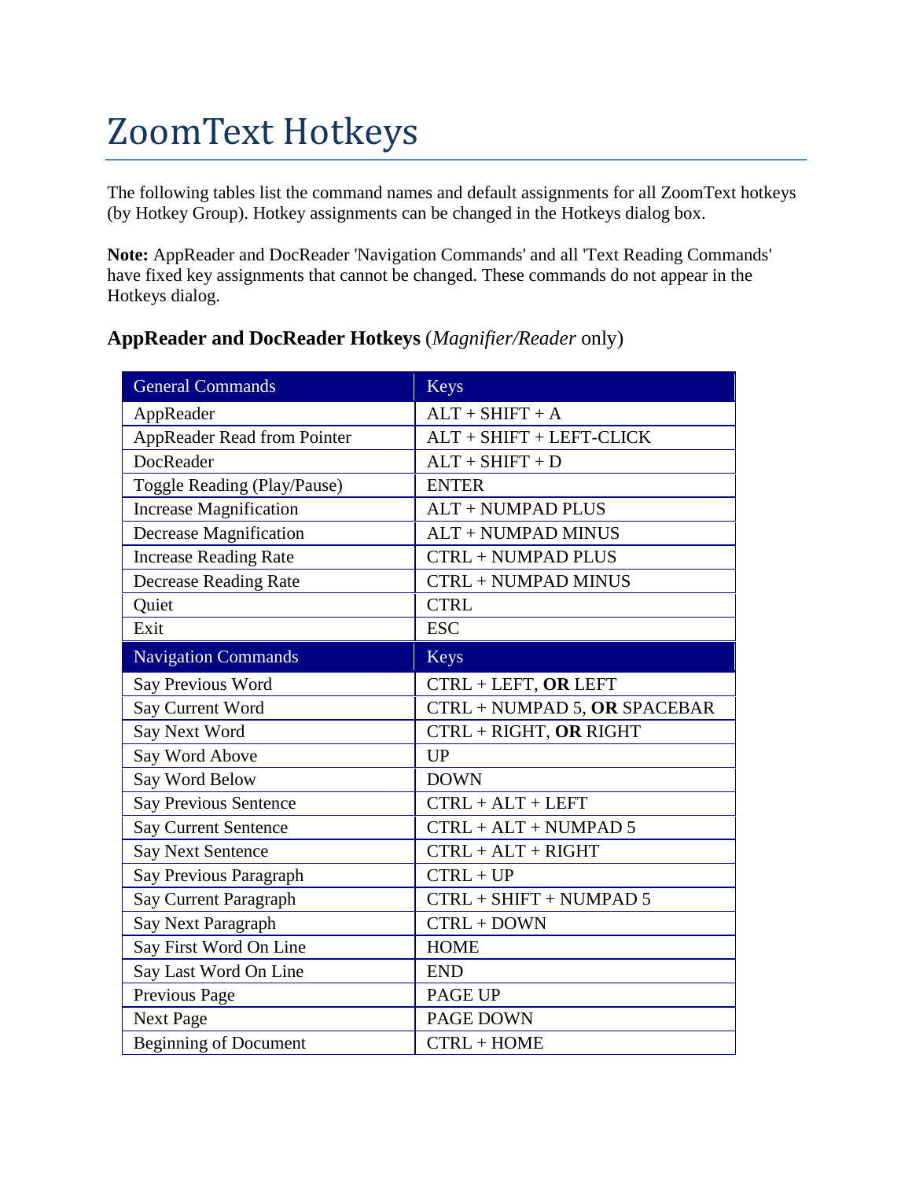# ZoomText Hotkeys

The following tables list the command names and default assignments for all ZoomText hotkeys (by Hotkey Group). Hotkey assignments can be changed in the Hotkeys dialog box.

**Note:** AppReader and DocReader 'Navigation Commands' and all 'Text Reading Commands' have fixed key assignments that cannot be changed. These commands do not appear in the Hotkeys dialog.

### **AppReader and DocReader Hotkeys** (*Magnifier/Reader* only)

| General Commands | Keys |
|---|---|
| AppReader | ALT + SHIFT + A |
| AppReader Read from Pointer | ALT + SHIFT + LEFT-CLICK |
| DocReader | ALT + SHIFT + D |
| Toggle Reading (Play/Pause) | ENTER |
| Increase Magnification | ALT + NUMPAD PLUS |
| Decrease Magnification | ALT + NUMPAD MINUS |
| Increase Reading Rate | CTRL + NUMPAD PLUS |
| Decrease Reading Rate | CTRL + NUMPAD MINUS |
| Quiet | CTRL |
| Exit | ESC |
| **Navigation Commands** | **Keys** |
| Say Previous Word | CTRL + LEFT, **OR** LEFT |
| Say Current Word | CTRL + NUMPAD 5, **OR** SPACEBAR |
| Say Next Word | CTRL + RIGHT, **OR** RIGHT |
| Say Word Above | UP |
| Say Word Below | DOWN |
| Say Previous Sentence | CTRL + ALT + LEFT |
| Say Current Sentence | CTRL + ALT + NUMPAD 5 |
| Say Next Sentence | CTRL + ALT + RIGHT |
| Say Previous Paragraph | CTRL + UP |
| Say Current Paragraph | CTRL + SHIFT + NUMPAD 5 |
| Say Next Paragraph | CTRL + DOWN |
| Say First Word On Line | HOME |
| Say Last Word On Line | END |
| Previous Page | PAGE UP |
| Next Page | PAGE DOWN |
| Beginning of Document | CTRL + HOME |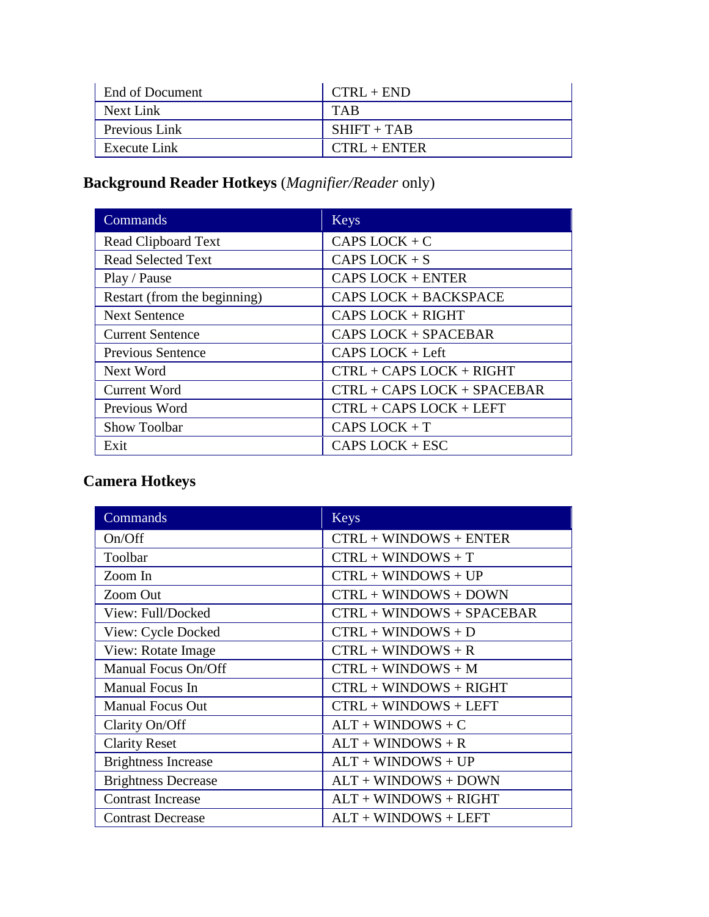| | |
|---|---|
| End of Document | CTRL + END |
| Next Link | TAB |
| Previous Link | SHIFT + TAB |
| Execute Link | CTRL + ENTER |

### **Background Reader Hotkeys** (*Magnifier/Reader* only)

| Commands | Keys |
|---|---|
| Read Clipboard Text | CAPS LOCK + C |
| Read Selected Text | CAPS LOCK + S |
| Play / Pause | CAPS LOCK + ENTER |
| Restart (from the beginning) | CAPS LOCK + BACKSPACE |
| Next Sentence | CAPS LOCK + RIGHT |
| Current Sentence | CAPS LOCK + SPACEBAR |
| Previous Sentence | CAPS LOCK + Left |
| Next Word | CTRL + CAPS LOCK + RIGHT |
| Current Word | CTRL + CAPS LOCK + SPACEBAR |
| Previous Word | CTRL + CAPS LOCK + LEFT |
| Show Toolbar | CAPS LOCK + T |
| Exit | CAPS LOCK + ESC |

### **Camera Hotkeys**

| Commands | Keys |
|---|---|
| On/Off | CTRL + WINDOWS + ENTER |
| Toolbar | CTRL + WINDOWS + T |
| Zoom In | CTRL + WINDOWS + UP |
| Zoom Out | CTRL + WINDOWS + DOWN |
| View: Full/Docked | CTRL + WINDOWS + SPACEBAR |
| View: Cycle Docked | CTRL + WINDOWS + D |
| View: Rotate Image | CTRL + WINDOWS + R |
| Manual Focus On/Off | CTRL + WINDOWS + M |
| Manual Focus In | CTRL + WINDOWS + RIGHT |
| Manual Focus Out | CTRL + WINDOWS + LEFT |
| Clarity On/Off | ALT + WINDOWS + C |
| Clarity Reset | ALT + WINDOWS + R |
| Brightness Increase | ALT + WINDOWS + UP |
| Brightness Decrease | ALT + WINDOWS + DOWN |
| Contrast Increase | ALT + WINDOWS + RIGHT |
| Contrast Decrease | ALT + WINDOWS + LEFT |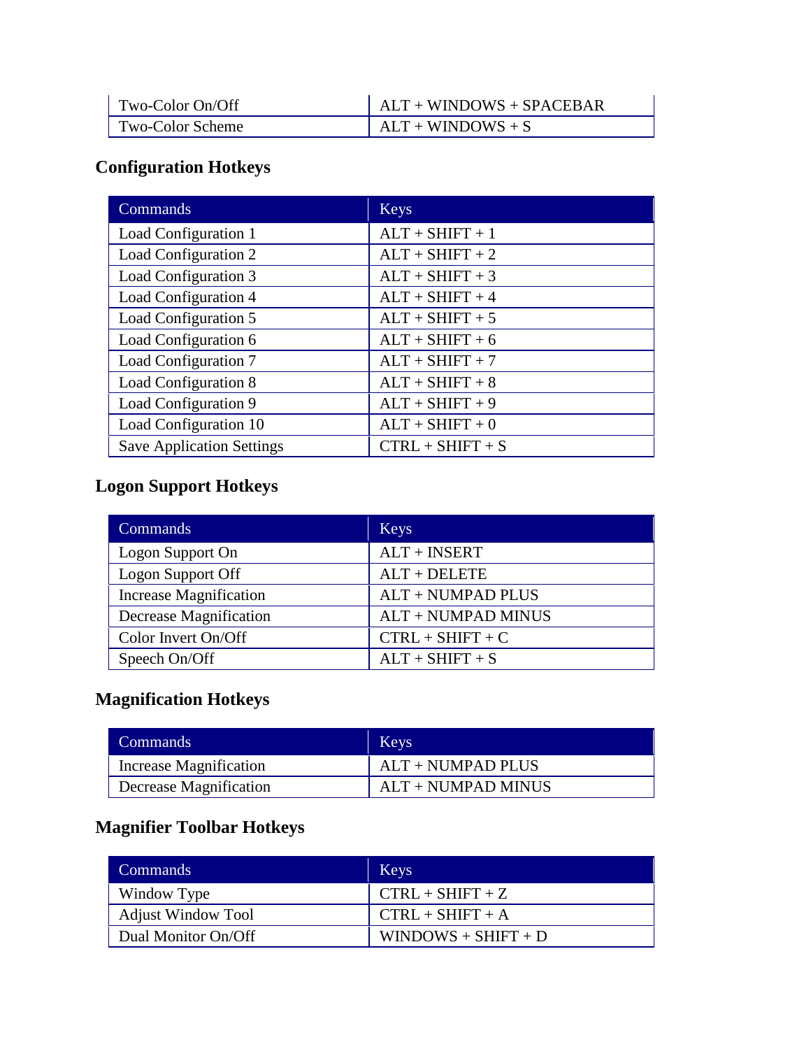| Two-Color On/Off | ALT + WINDOWS + SPACEBAR |
| --- | --- |
| Two-Color Scheme | ALT + WINDOWS + S |

### Configuration Hotkeys

| Commands | Keys |
| --- | --- |
| Load Configuration 1 | ALT + SHIFT + 1 |
| Load Configuration 2 | ALT + SHIFT + 2 |
| Load Configuration 3 | ALT + SHIFT + 3 |
| Load Configuration 4 | ALT + SHIFT + 4 |
| Load Configuration 5 | ALT + SHIFT + 5 |
| Load Configuration 6 | ALT + SHIFT + 6 |
| Load Configuration 7 | ALT + SHIFT + 7 |
| Load Configuration 8 | ALT + SHIFT + 8 |
| Load Configuration 9 | ALT + SHIFT + 9 |
| Load Configuration 10 | ALT + SHIFT + 0 |
| Save Application Settings | CTRL + SHIFT + S |

### Logon Support Hotkeys

| Commands | Keys |
| --- | --- |
| Logon Support On | ALT + INSERT |
| Logon Support Off | ALT + DELETE |
| Increase Magnification | ALT + NUMPAD PLUS |
| Decrease Magnification | ALT + NUMPAD MINUS |
| Color Invert On/Off | CTRL + SHIFT + C |
| Speech On/Off | ALT + SHIFT + S |

### Magnification Hotkeys

| Commands | Keys |
| --- | --- |
| Increase Magnification | ALT + NUMPAD PLUS |
| Decrease Magnification | ALT + NUMPAD MINUS |

### Magnifier Toolbar Hotkeys

| Commands | Keys |
| --- | --- |
| Window Type | CTRL + SHIFT + Z |
| Adjust Window Tool | CTRL + SHIFT + A |
| Dual Monitor On/Off | WINDOWS + SHIFT + D |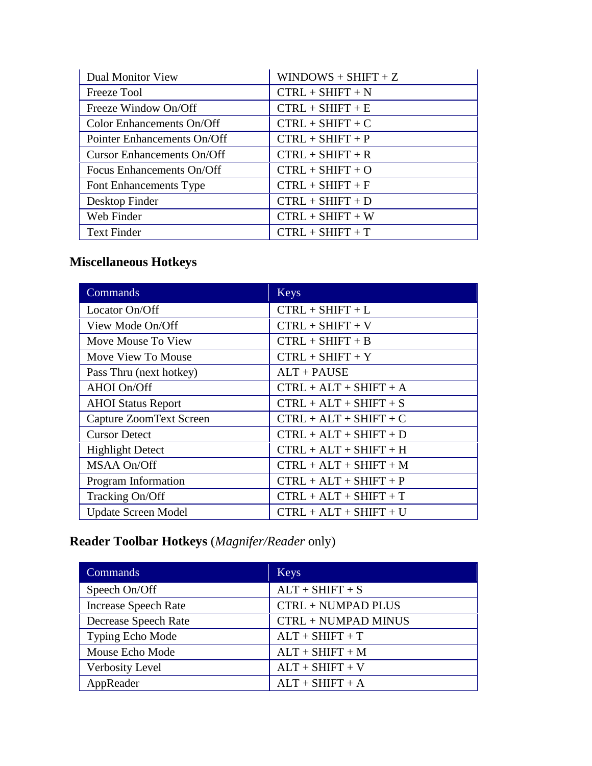| | |
|---|---|
| Dual Monitor View | WINDOWS + SHIFT + Z |
| Freeze Tool | CTRL + SHIFT + N |
| Freeze Window On/Off | CTRL + SHIFT + E |
| Color Enhancements On/Off | CTRL + SHIFT + C |
| Pointer Enhancements On/Off | CTRL + SHIFT + P |
| Cursor Enhancements On/Off | CTRL + SHIFT + R |
| Focus Enhancements On/Off | CTRL + SHIFT + O |
| Font Enhancements Type | CTRL + SHIFT + F |
| Desktop Finder | CTRL + SHIFT + D |
| Web Finder | CTRL + SHIFT + W |
| Text Finder | CTRL + SHIFT + T |

### Miscellaneous Hotkeys

| Commands | Keys |
|---|---|
| Locator On/Off | CTRL + SHIFT + L |
| View Mode On/Off | CTRL + SHIFT + V |
| Move Mouse To View | CTRL + SHIFT + B |
| Move View To Mouse | CTRL + SHIFT + Y |
| Pass Thru (next hotkey) | ALT + PAUSE |
| AHOI On/Off | CTRL + ALT + SHIFT + A |
| AHOI Status Report | CTRL + ALT + SHIFT + S |
| Capture ZoomText Screen | CTRL + ALT + SHIFT + C |
| Cursor Detect | CTRL + ALT + SHIFT + D |
| Highlight Detect | CTRL + ALT + SHIFT + H |
| MSAA On/Off | CTRL + ALT + SHIFT + M |
| Program Information | CTRL + ALT + SHIFT + P |
| Tracking On/Off | CTRL + ALT + SHIFT + T |
| Update Screen Model | CTRL + ALT + SHIFT + U |

### **Reader Toolbar Hotkeys** (*Magnifer/Reader* only)

| Commands | Keys |
|---|---|
| Speech On/Off | ALT + SHIFT + S |
| Increase Speech Rate | CTRL + NUMPAD PLUS |
| Decrease Speech Rate | CTRL + NUMPAD MINUS |
| Typing Echo Mode | ALT + SHIFT + T |
| Mouse Echo Mode | ALT + SHIFT + M |
| Verbosity Level | ALT + SHIFT + V |
| AppReader | ALT + SHIFT + A |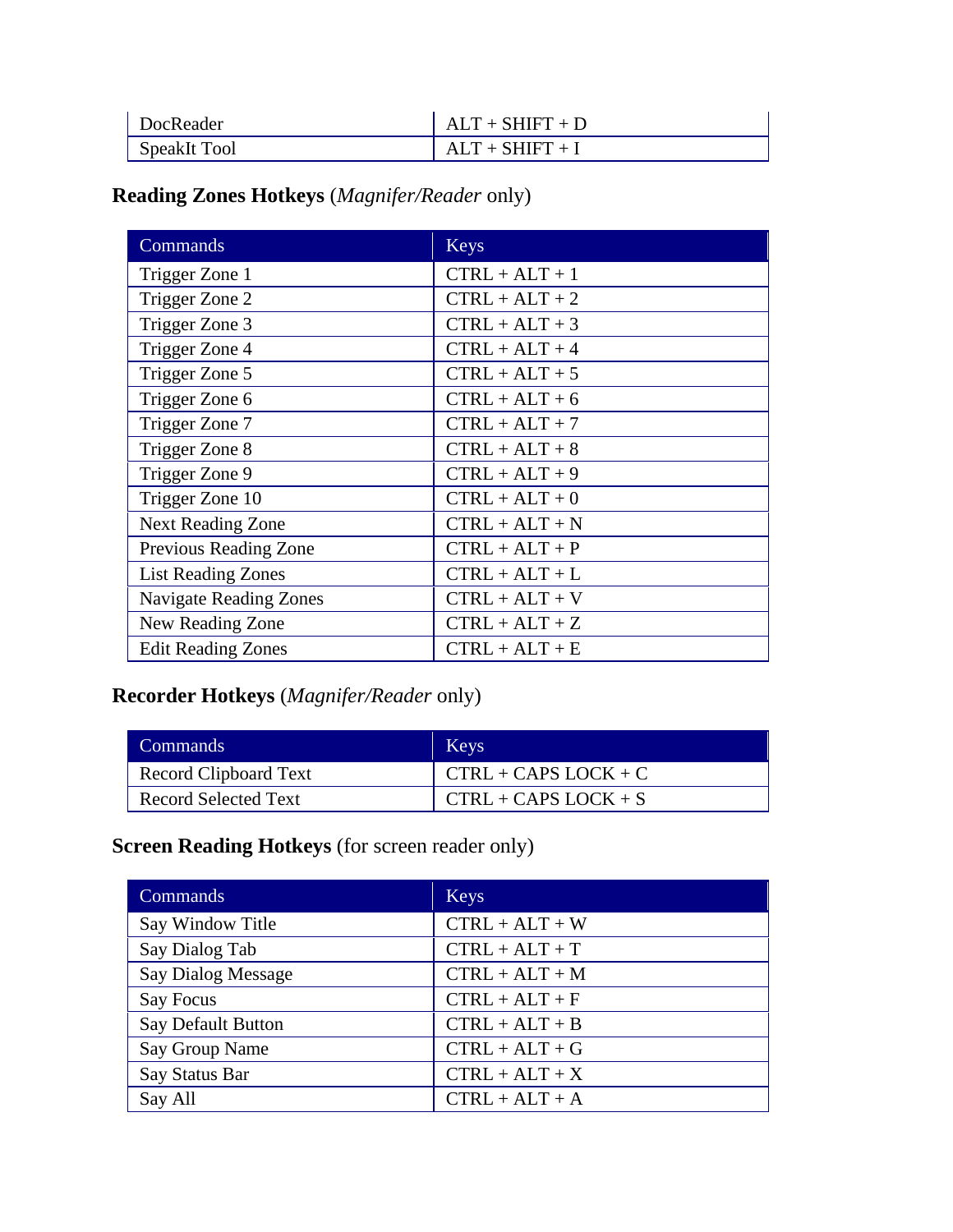| DocReader | ALT + SHIFT + D |
| --- | --- |
| SpeakIt Tool | ALT + SHIFT + I |

### **Reading Zones Hotkeys** (*Magnifer/Reader* only)

| Commands | Keys |
| --- | --- |
| Trigger Zone 1 | CTRL + ALT + 1 |
| Trigger Zone 2 | CTRL + ALT + 2 |
| Trigger Zone 3 | CTRL + ALT + 3 |
| Trigger Zone 4 | CTRL + ALT + 4 |
| Trigger Zone 5 | CTRL + ALT + 5 |
| Trigger Zone 6 | CTRL + ALT + 6 |
| Trigger Zone 7 | CTRL + ALT + 7 |
| Trigger Zone 8 | CTRL + ALT + 8 |
| Trigger Zone 9 | CTRL + ALT + 9 |
| Trigger Zone 10 | CTRL + ALT + 0 |
| Next Reading Zone | CTRL + ALT + N |
| Previous Reading Zone | CTRL + ALT + P |
| List Reading Zones | CTRL + ALT + L |
| Navigate Reading Zones | CTRL + ALT + V |
| New Reading Zone | CTRL + ALT + Z |
| Edit Reading Zones | CTRL + ALT + E |

### **Recorder Hotkeys** (*Magnifer/Reader* only)

| Commands | Keys |
| --- | --- |
| Record Clipboard Text | CTRL + CAPS LOCK + C |
| Record Selected Text | CTRL + CAPS LOCK + S |

### **Screen Reading Hotkeys** (for screen reader only)

| Commands | Keys |
| --- | --- |
| Say Window Title | CTRL + ALT + W |
| Say Dialog Tab | CTRL + ALT + T |
| Say Dialog Message | CTRL + ALT + M |
| Say Focus | CTRL + ALT + F |
| Say Default Button | CTRL + ALT + B |
| Say Group Name | CTRL + ALT + G |
| Say Status Bar | CTRL + ALT + X |
| Say All | CTRL + ALT + A |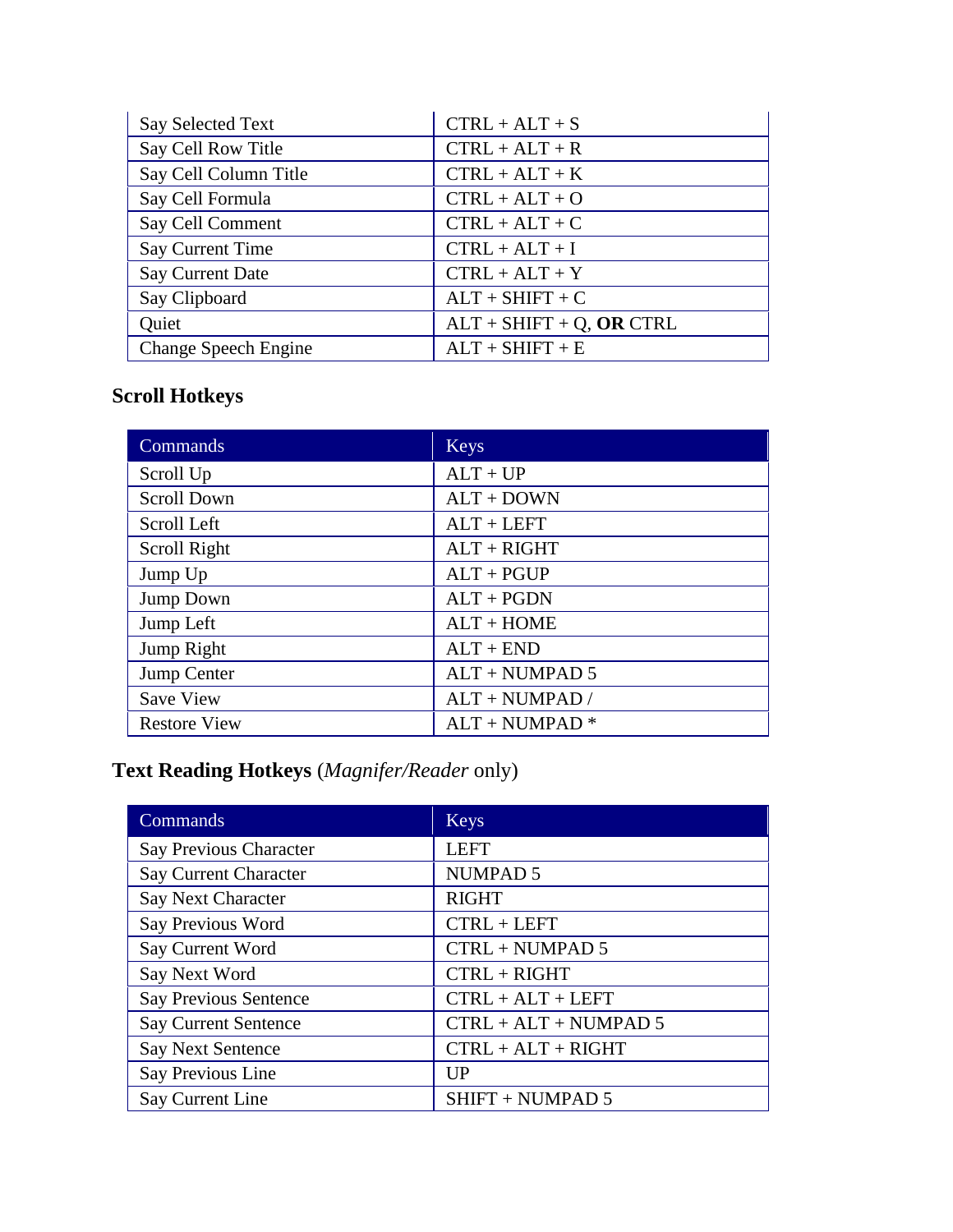| Say Selected Text | CTRL + ALT + S |
|---|---|
| Say Cell Row Title | CTRL + ALT + R |
| Say Cell Column Title | CTRL + ALT + K |
| Say Cell Formula | CTRL + ALT + O |
| Say Cell Comment | CTRL + ALT + C |
| Say Current Time | CTRL + ALT + I |
| Say Current Date | CTRL + ALT + Y |
| Say Clipboard | ALT + SHIFT + C |
| Quiet | ALT + SHIFT + Q, **OR** CTRL |
| Change Speech Engine | ALT + SHIFT + E |

### Scroll Hotkeys

| Commands | Keys |
|---|---|
| Scroll Up | ALT + UP |
| Scroll Down | ALT + DOWN |
| Scroll Left | ALT + LEFT |
| Scroll Right | ALT + RIGHT |
| Jump Up | ALT + PGUP |
| Jump Down | ALT + PGDN |
| Jump Left | ALT + HOME |
| Jump Right | ALT + END |
| Jump Center | ALT + NUMPAD 5 |
| Save View | ALT + NUMPAD / |
| Restore View | ALT + NUMPAD * |

### Text Reading Hotkeys (*Magnifer/Reader* only)

| Commands | Keys |
|---|---|
| Say Previous Character | LEFT |
| Say Current Character | NUMPAD 5 |
| Say Next Character | RIGHT |
| Say Previous Word | CTRL + LEFT |
| Say Current Word | CTRL + NUMPAD 5 |
| Say Next Word | CTRL + RIGHT |
| Say Previous Sentence | CTRL + ALT + LEFT |
| Say Current Sentence | CTRL + ALT + NUMPAD 5 |
| Say Next Sentence | CTRL + ALT + RIGHT |
| Say Previous Line | UP |
| Say Current Line | SHIFT + NUMPAD 5 |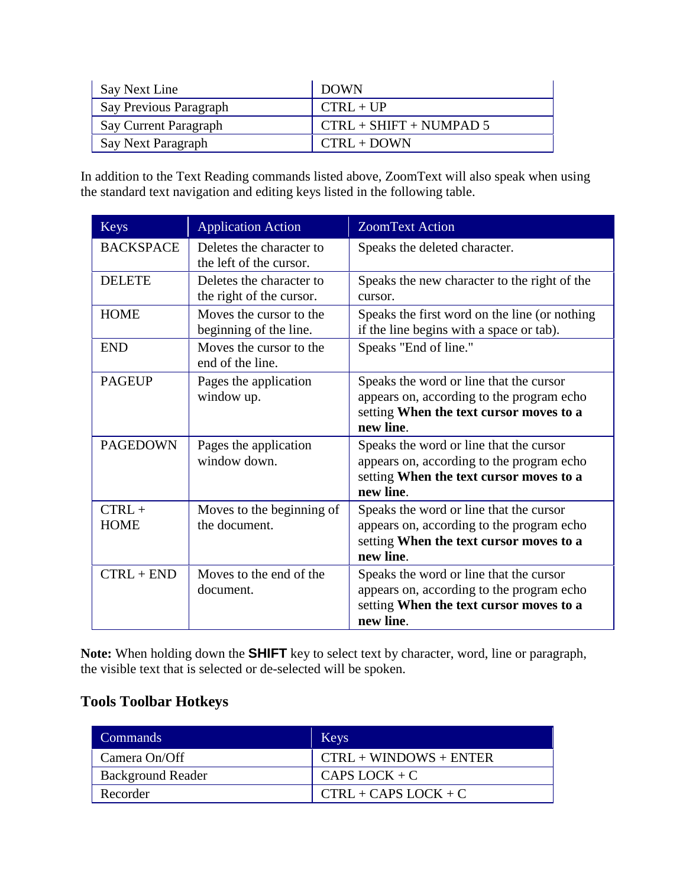| Say Next Line | DOWN |
|---|---|
| Say Previous Paragraph | CTRL + UP |
| Say Current Paragraph | CTRL + SHIFT + NUMPAD 5 |
| Say Next Paragraph | CTRL + DOWN |

In addition to the Text Reading commands listed above, ZoomText will also speak when using the standard text navigation and editing keys listed in the following table.

| Keys | Application Action | ZoomText Action |
|---|---|---|
| BACKSPACE | Deletes the character to the left of the cursor. | Speaks the deleted character. |
| DELETE | Deletes the character to the right of the cursor. | Speaks the new character to the right of the cursor. |
| HOME | Moves the cursor to the beginning of the line. | Speaks the first word on the line (or nothing if the line begins with a space or tab). |
| END | Moves the cursor to the end of the line. | Speaks "End of line." |
| PAGEUP | Pages the application window up. | Speaks the word or line that the cursor appears on, according to the program echo setting **When the text cursor moves to a new line**. |
| PAGEDOWN | Pages the application window down. | Speaks the word or line that the cursor appears on, according to the program echo setting **When the text cursor moves to a new line**. |
| CTRL + HOME | Moves to the beginning of the document. | Speaks the word or line that the cursor appears on, according to the program echo setting **When the text cursor moves to a new line**. |
| CTRL + END | Moves to the end of the document. | Speaks the word or line that the cursor appears on, according to the program echo setting **When the text cursor moves to a new line**. |

**Note:** When holding down the **SHIFT** key to select text by character, word, line or paragraph, the visible text that is selected or de-selected will be spoken.

## Tools Toolbar Hotkeys

| Commands | Keys |
|---|---|
| Camera On/Off | CTRL + WINDOWS + ENTER |
| Background Reader | CAPS LOCK + C |
| Recorder | CTRL + CAPS LOCK + C |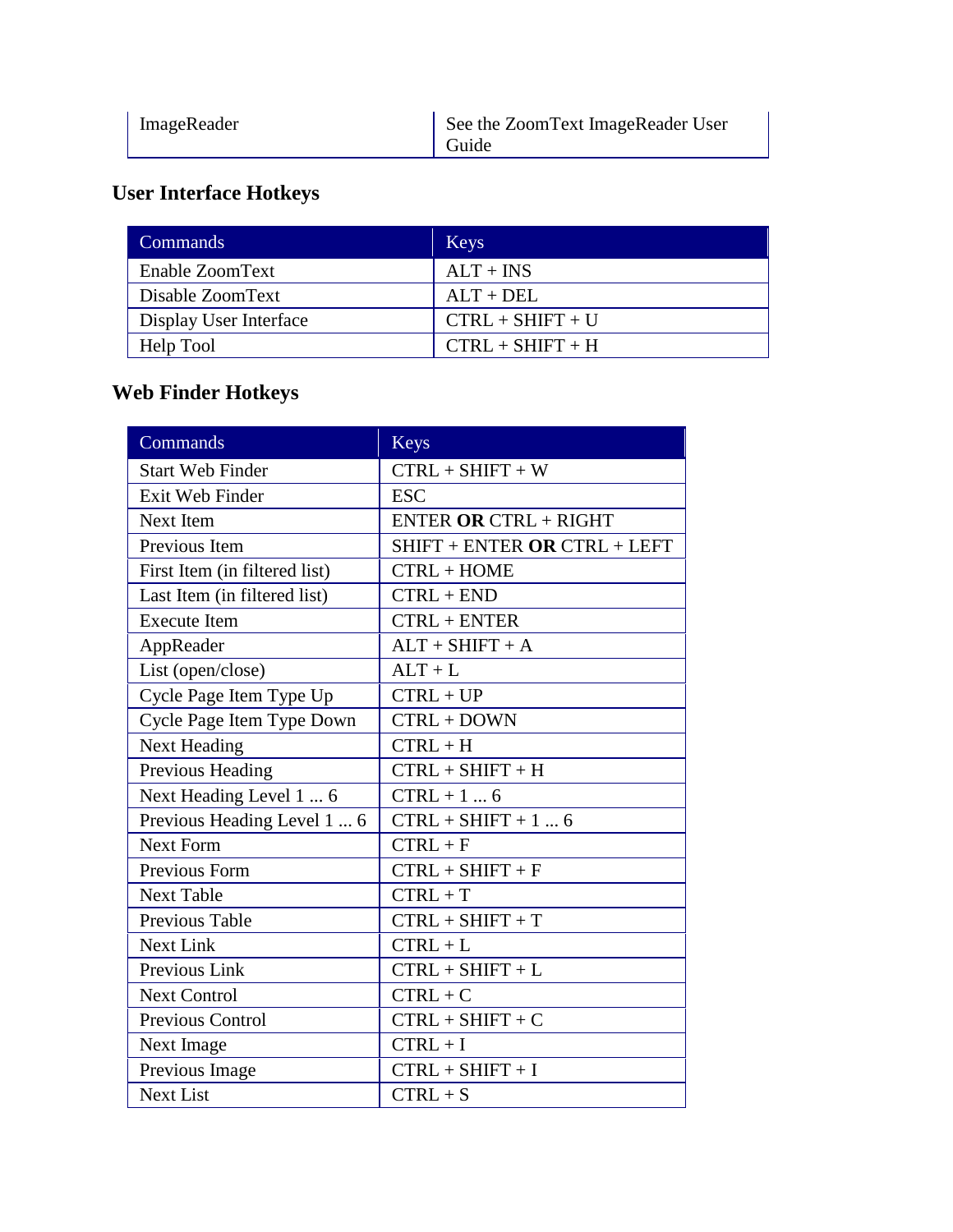| | |
|---|---|
| ImageReader | See the ZoomText ImageReader User Guide |

## User Interface Hotkeys

| Commands | Keys |
|---|---|
| Enable ZoomText | ALT + INS |
| Disable ZoomText | ALT + DEL |
| Display User Interface | CTRL + SHIFT + U |
| Help Tool | CTRL + SHIFT + H |

## Web Finder Hotkeys

| Commands | Keys |
|---|---|
| Start Web Finder | CTRL + SHIFT + W |
| Exit Web Finder | ESC |
| Next Item | ENTER **OR** CTRL + RIGHT |
| Previous Item | SHIFT + ENTER **OR** CTRL + LEFT |
| First Item (in filtered list) | CTRL + HOME |
| Last Item (in filtered list) | CTRL + END |
| Execute Item | CTRL + ENTER |
| AppReader | ALT + SHIFT + A |
| List (open/close) | ALT + L |
| Cycle Page Item Type Up | CTRL + UP |
| Cycle Page Item Type Down | CTRL + DOWN |
| Next Heading | CTRL + H |
| Previous Heading | CTRL + SHIFT + H |
| Next Heading Level 1 ... 6 | CTRL + 1 ... 6 |
| Previous Heading Level 1 ... 6 | CTRL + SHIFT + 1 ... 6 |
| Next Form | CTRL + F |
| Previous Form | CTRL + SHIFT + F |
| Next Table | CTRL + T |
| Previous Table | CTRL + SHIFT + T |
| Next Link | CTRL + L |
| Previous Link | CTRL + SHIFT + L |
| Next Control | CTRL + C |
| Previous Control | CTRL + SHIFT + C |
| Next Image | CTRL + I |
| Previous Image | CTRL + SHIFT + I |
| Next List | CTRL + S |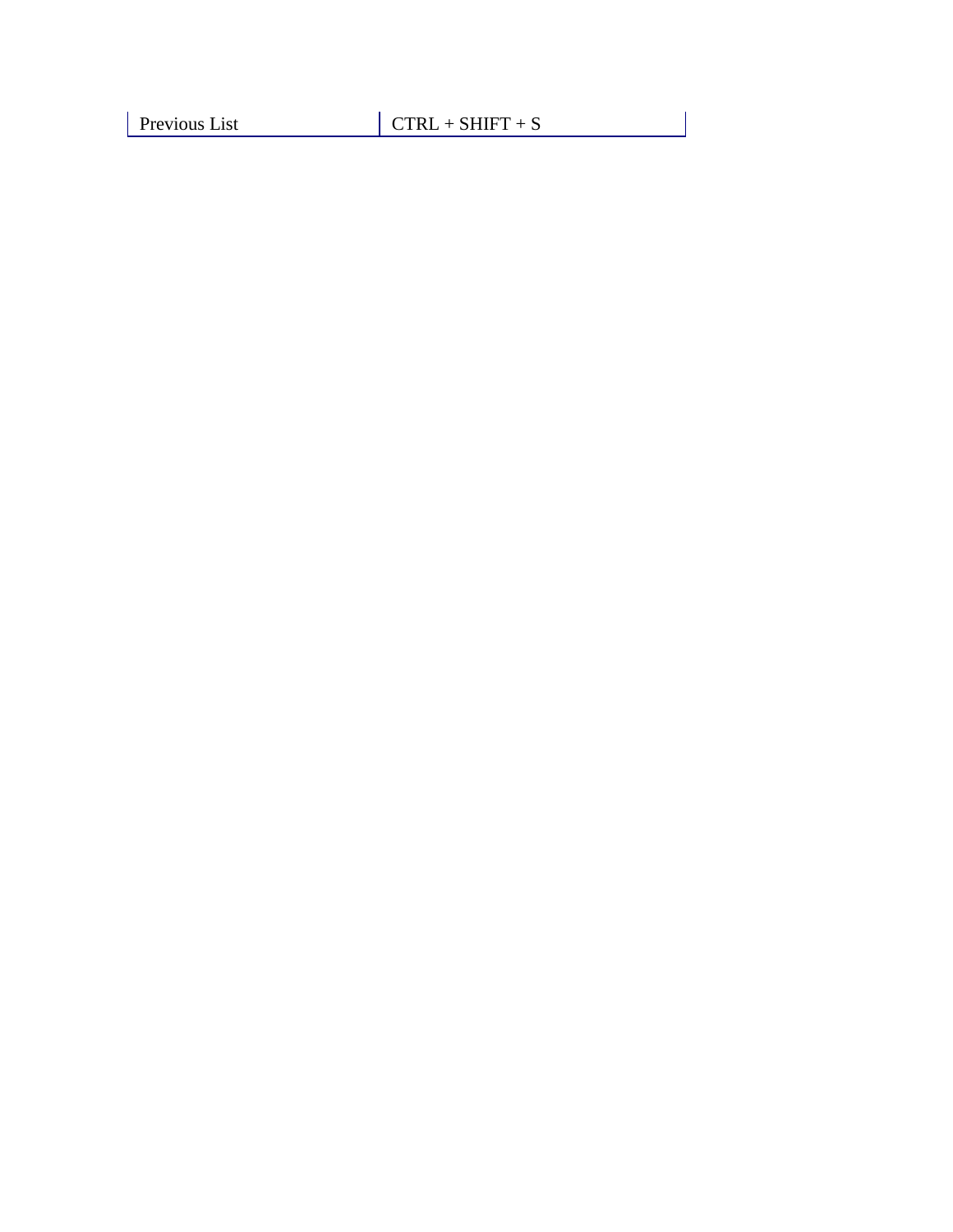| | |
|---|---|
| Previous List | CTRL + SHIFT + S |